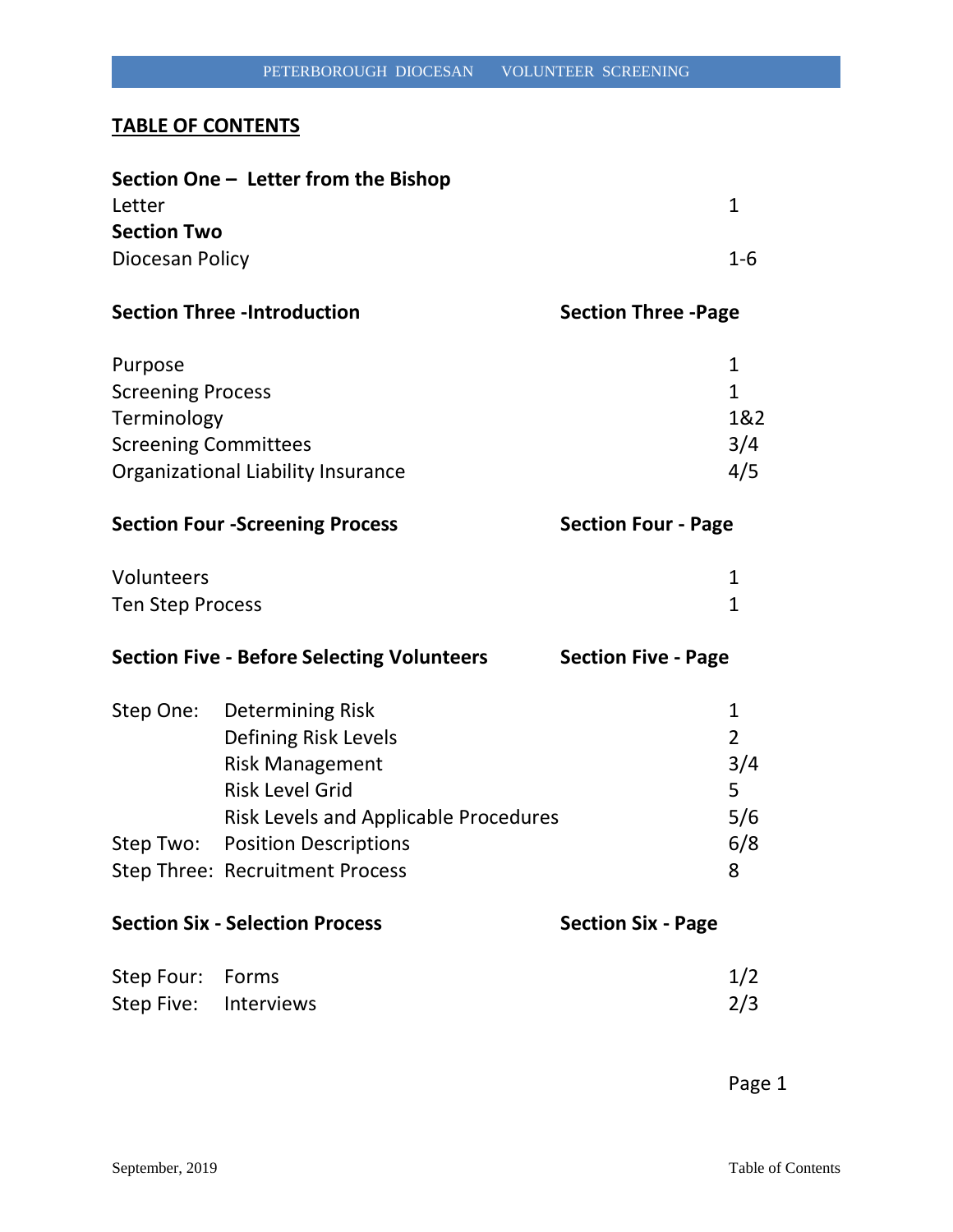## TABLE OF CONTENTS

| | | |
|---|---|---|
| **Section One – Letter from the Bishop** | | |
| Letter | | 1 |
| **Section Two** | | |
| Diocesan Policy | | 1-6 |
| **Section Three -Introduction** | | **Section Three -Page** |
| Purpose | | 1 |
| Screening Process | | 1 |
| Terminology | | 1&2 |
| Screening Committees | | 3/4 |
| Organizational Liability Insurance | | 4/5 |
| **Section Four -Screening Process** | | **Section Four - Page** |
| Volunteers | | 1 |
| Ten Step Process | | 1 |
| **Section Five - Before Selecting Volunteers** | | **Section Five - Page** |
| Step One: | Determining Risk | 1 |
| | Defining Risk Levels | 2 |
| | Risk Management | 3/4 |
| | Risk Level Grid | 5 |
| | Risk Levels and Applicable Procedures | 5/6 |
| Step Two: | Position Descriptions | 6/8 |
| Step Three: | Recruitment Process | 8 |
| **Section Six - Selection Process** | | **Section Six - Page** |
| Step Four: | Forms | 1/2 |
| Step Five: | Interviews | 2/3 |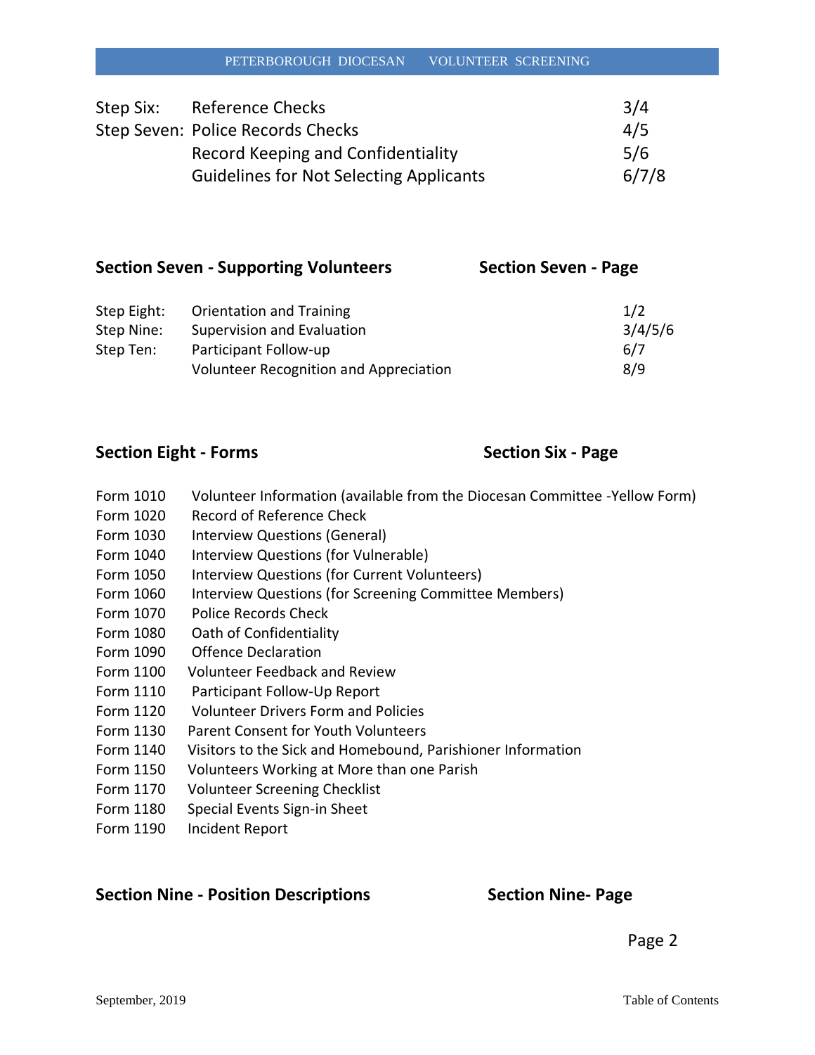| | | |
|---|---|---|
| Step Six: | Reference Checks | 3/4 |
| Step Seven: | Police Records Checks | 4/5 |
| | Record Keeping and Confidentiality | 5/6 |
| | Guidelines for Not Selecting Applicants | 6/7/8 |

## Section Seven - Supporting Volunteers — Section Seven - Page

| | | |
|---|---|---|
| Step Eight: | Orientation and Training | 1/2 |
| Step Nine: | Supervision and Evaluation | 3/4/5/6 |
| Step Ten: | Participant Follow-up | 6/7 |
| | Volunteer Recognition and Appreciation | 8/9 |

## Section Eight - Forms — Section Six - Page

| | |
|---|---|
| Form 1010 | Volunteer Information (available from the Diocesan Committee -Yellow Form) |
| Form 1020 | Record of Reference Check |
| Form 1030 | Interview Questions (General) |
| Form 1040 | Interview Questions (for Vulnerable) |
| Form 1050 | Interview Questions (for Current Volunteers) |
| Form 1060 | Interview Questions (for Screening Committee Members) |
| Form 1070 | Police Records Check |
| Form 1080 | Oath of Confidentiality |
| Form 1090 | Offence Declaration |
| Form 1100 | Volunteer Feedback and Review |
| Form 1110 | Participant Follow-Up Report |
| Form 1120 | Volunteer Drivers Form and Policies |
| Form 1130 | Parent Consent for Youth Volunteers |
| Form 1140 | Visitors to the Sick and Homebound, Parishioner Information |
| Form 1150 | Volunteers Working at More than one Parish |
| Form 1170 | Volunteer Screening Checklist |
| Form 1180 | Special Events Sign-in Sheet |
| Form 1190 | Incident Report |

## Section Nine - Position Descriptions — Section Nine- Page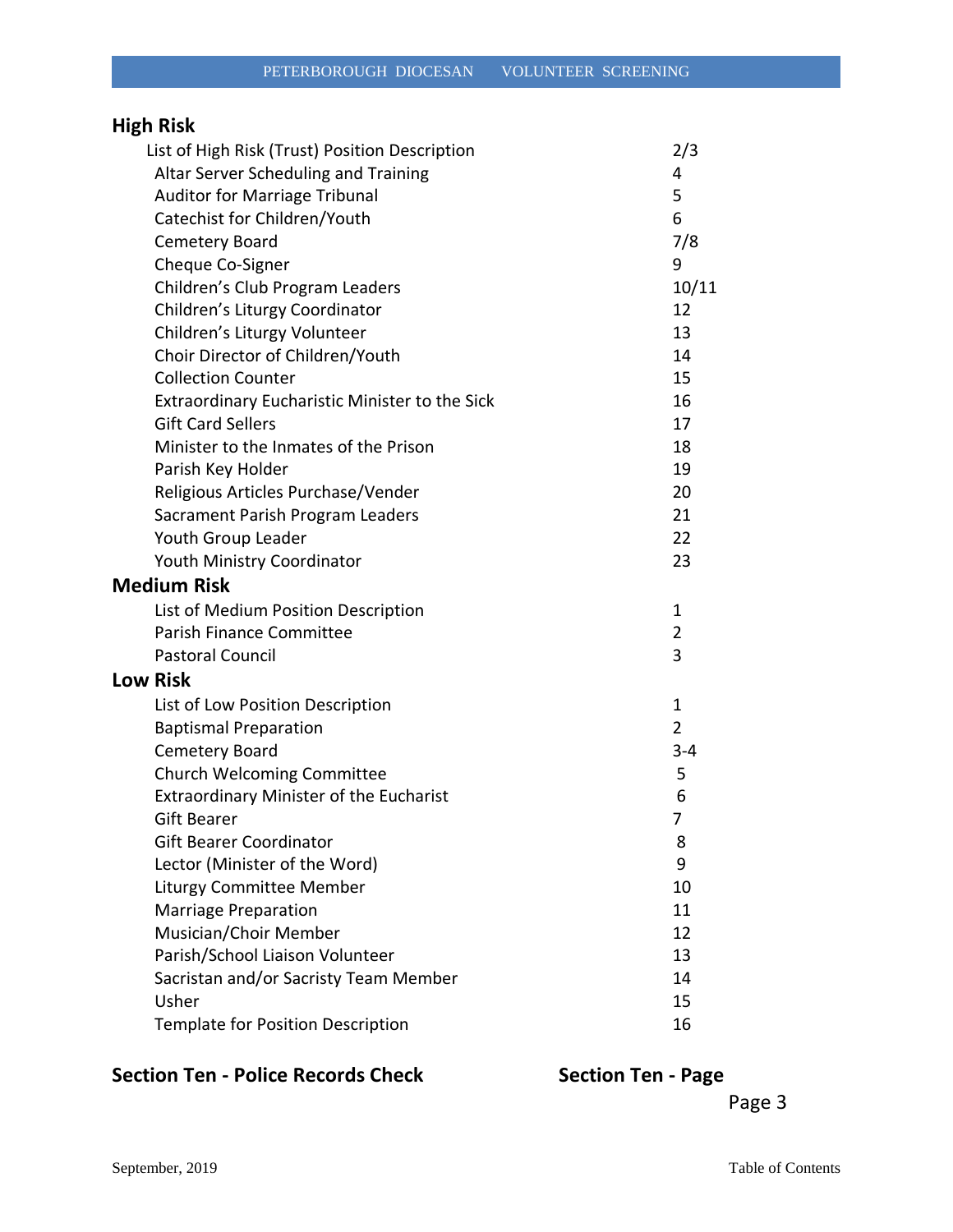## High Risk

| | |
|---|---|
| List of High Risk (Trust) Position Description | 2/3 |
| Altar Server Scheduling and Training | 4 |
| Auditor for Marriage Tribunal | 5 |
| Catechist for Children/Youth | 6 |
| Cemetery Board | 7/8 |
| Cheque Co-Signer | 9 |
| Children's Club Program Leaders | 10/11 |
| Children's Liturgy Coordinator | 12 |
| Children's Liturgy Volunteer | 13 |
| Choir Director of Children/Youth | 14 |
| Collection Counter | 15 |
| Extraordinary Eucharistic Minister to the Sick | 16 |
| Gift Card Sellers | 17 |
| Minister to the Inmates of the Prison | 18 |
| Parish Key Holder | 19 |
| Religious Articles Purchase/Vender | 20 |
| Sacrament Parish Program Leaders | 21 |
| Youth Group Leader | 22 |
| Youth Ministry Coordinator | 23 |

## Medium Risk

| | |
|---|---|
| List of Medium Position Description | 1 |
| Parish Finance Committee | 2 |
| Pastoral Council | 3 |

## Low Risk

| | |
|---|---|
| List of Low Position Description | 1 |
| Baptismal Preparation | 2 |
| Cemetery Board | 3-4 |
| Church Welcoming Committee | 5 |
| Extraordinary Minister of the Eucharist | 6 |
| Gift Bearer | 7 |
| Gift Bearer Coordinator | 8 |
| Lector (Minister of the Word) | 9 |
| Liturgy Committee Member | 10 |
| Marriage Preparation | 11 |
| Musician/Choir Member | 12 |
| Parish/School Liaison Volunteer | 13 |
| Sacristan and/or Sacristy Team Member | 14 |
| Usher | 15 |
| Template for Position Description | 16 |

**Section Ten - Police Records Check** **Section Ten - Page**

Page 3